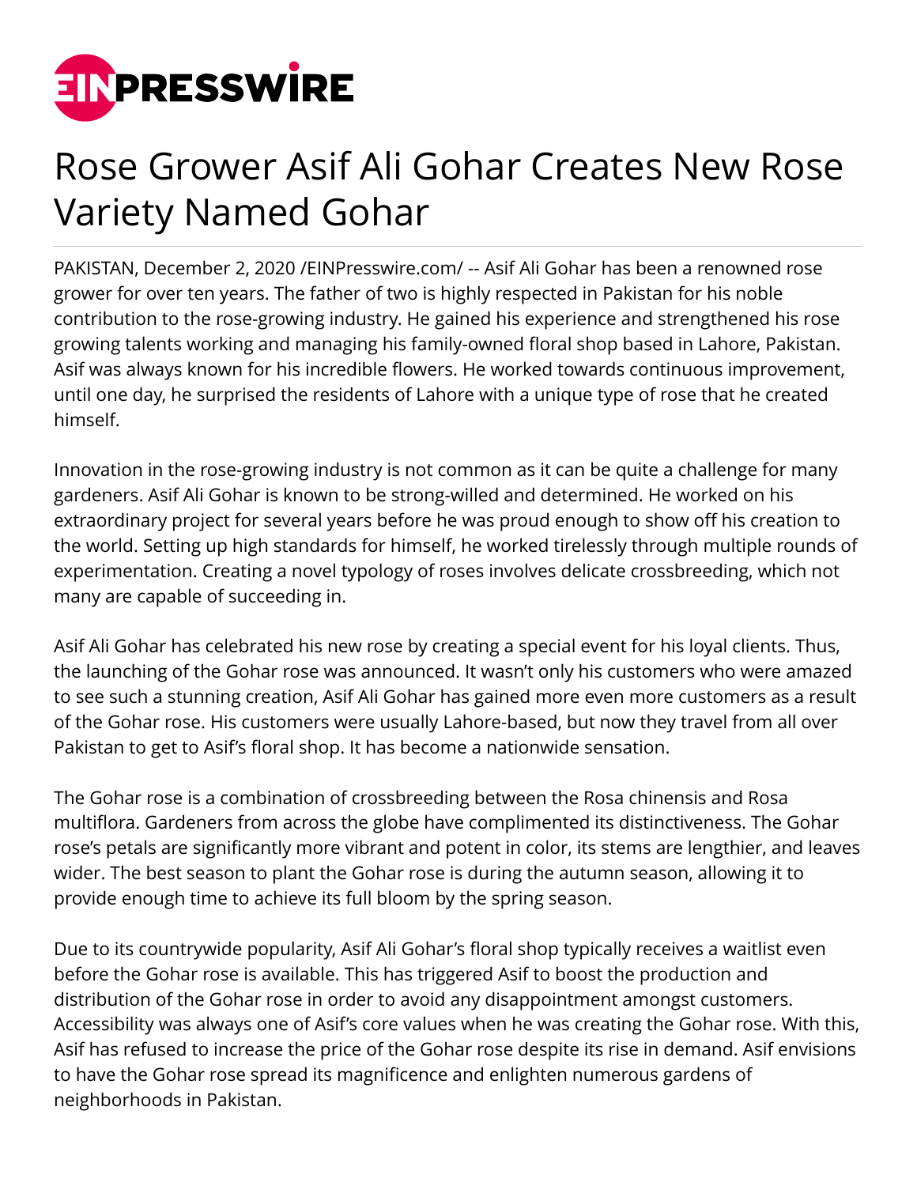# Rose Grower Asif Ali Gohar Creates New Rose Variety Named Gohar

PAKISTAN, December 2, 2020 /EINPresswire.com/ -- Asif Ali Gohar has been a renowned rose grower for over ten years. The father of two is highly respected in Pakistan for his noble contribution to the rose-growing industry. He gained his experience and strengthened his rose growing talents working and managing his family-owned floral shop based in Lahore, Pakistan. Asif was always known for his incredible flowers. He worked towards continuous improvement, until one day, he surprised the residents of Lahore with a unique type of rose that he created himself.

Innovation in the rose-growing industry is not common as it can be quite a challenge for many gardeners. Asif Ali Gohar is known to be strong-willed and determined. He worked on his extraordinary project for several years before he was proud enough to show off his creation to the world. Setting up high standards for himself, he worked tirelessly through multiple rounds of experimentation. Creating a novel typology of roses involves delicate crossbreeding, which not many are capable of succeeding in.

Asif Ali Gohar has celebrated his new rose by creating a special event for his loyal clients. Thus, the launching of the Gohar rose was announced. It wasn't only his customers who were amazed to see such a stunning creation, Asif Ali Gohar has gained more even more customers as a result of the Gohar rose. His customers were usually Lahore-based, but now they travel from all over Pakistan to get to Asif's floral shop. It has become a nationwide sensation.

The Gohar rose is a combination of crossbreeding between the Rosa chinensis and Rosa multiflora. Gardeners from across the globe have complimented its distinctiveness. The Gohar rose's petals are significantly more vibrant and potent in color, its stems are lengthier, and leaves wider. The best season to plant the Gohar rose is during the autumn season, allowing it to provide enough time to achieve its full bloom by the spring season.

Due to its countrywide popularity, Asif Ali Gohar's floral shop typically receives a waitlist even before the Gohar rose is available. This has triggered Asif to boost the production and distribution of the Gohar rose in order to avoid any disappointment amongst customers. Accessibility was always one of Asif's core values when he was creating the Gohar rose. With this, Asif has refused to increase the price of the Gohar rose despite its rise in demand. Asif envisions to have the Gohar rose spread its magnificence and enlighten numerous gardens of neighborhoods in Pakistan.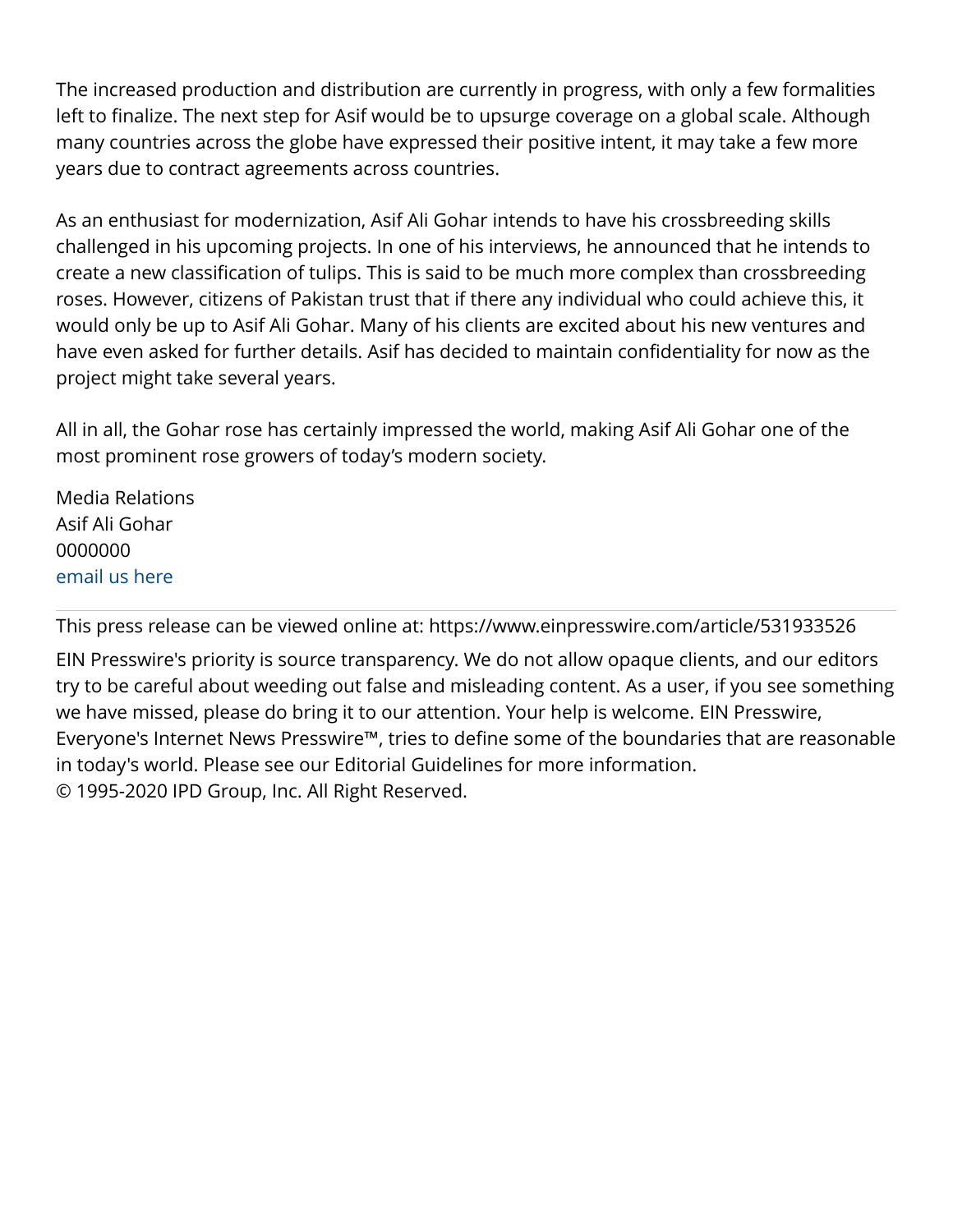The increased production and distribution are currently in progress, with only a few formalities left to finalize. The next step for Asif would be to upsurge coverage on a global scale. Although many countries across the globe have expressed their positive intent, it may take a few more years due to contract agreements across countries.

As an enthusiast for modernization, Asif Ali Gohar intends to have his crossbreeding skills challenged in his upcoming projects. In one of his interviews, he announced that he intends to create a new classification of tulips. This is said to be much more complex than crossbreeding roses. However, citizens of Pakistan trust that if there any individual who could achieve this, it would only be up to Asif Ali Gohar. Many of his clients are excited about his new ventures and have even asked for further details. Asif has decided to maintain confidentiality for now as the project might take several years.

All in all, the Gohar rose has certainly impressed the world, making Asif Ali Gohar one of the most prominent rose growers of today's modern society.

Media Relations
Asif Ali Gohar
0000000
email us here

---

This press release can be viewed online at: https://www.einpresswire.com/article/531933526

EIN Presswire's priority is source transparency. We do not allow opaque clients, and our editors try to be careful about weeding out false and misleading content. As a user, if you see something we have missed, please do bring it to our attention. Your help is welcome. EIN Presswire, Everyone's Internet News Presswire™, tries to define some of the boundaries that are reasonable in today's world. Please see our Editorial Guidelines for more information.
© 1995-2020 IPD Group, Inc. All Right Reserved.